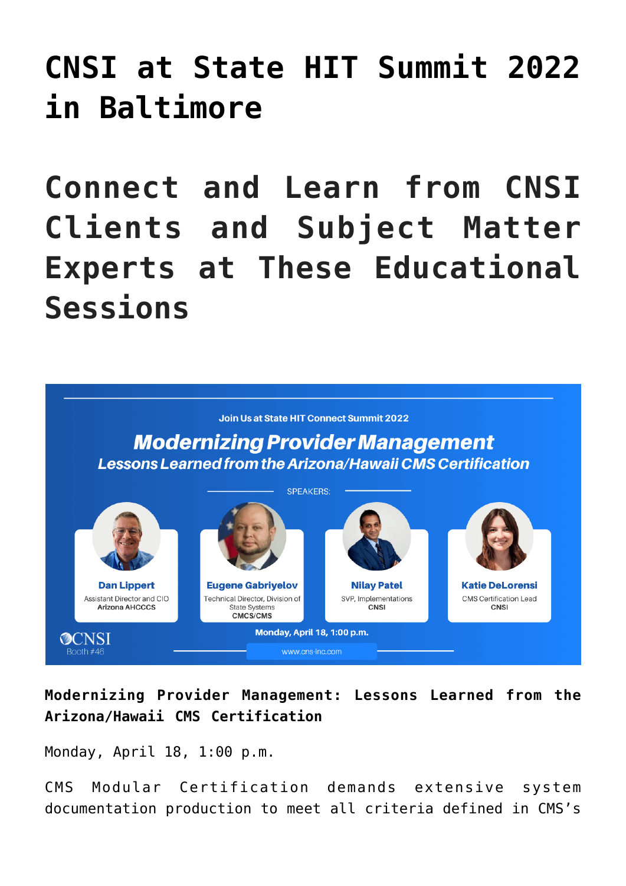# CNSI at State HIT Summit 2022 in Baltimore

## Connect and Learn from CNSI Clients and Subject Matter Experts at These Educational Sessions

Join Us at State HIT Connect Summit 2022

***Modernizing Provider Management***

***Lessons Learned from the Arizona/Hawaii CMS Certification***

SPEAKERS:

**Dan Lippert**
Assistant Director and CIO
**Arizona AHCCCS**

**Eugene Gabriyelov**
Technical Director, Division of State Systems
**CMCS/CMS**

**Nilay Patel**
SVP, Implementations
**CNSI**

**Katie DeLorensi**
CMS Certification Lead
**CNSI**

**Monday, April 18, 1:00 p.m.**

CNSI Booth #46

www.cns-inc.com

**Modernizing Provider Management: Lessons Learned from the Arizona/Hawaii CMS Certification**

Monday, April 18, 1:00 p.m.

CMS Modular Certification demands extensive system documentation production to meet all criteria defined in CMS's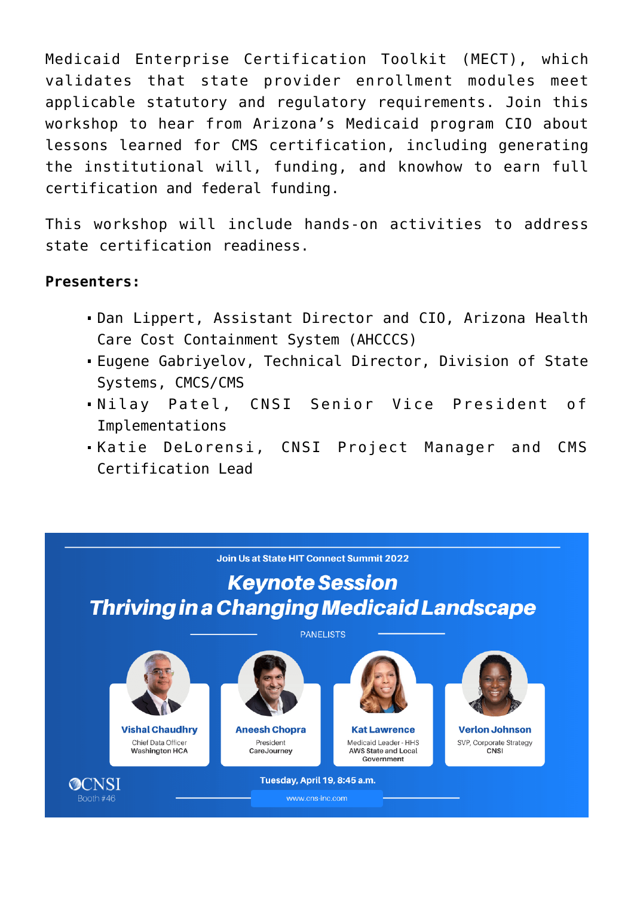Medicaid Enterprise Certification Toolkit (MECT), which validates that state provider enrollment modules meet applicable statutory and regulatory requirements. Join this workshop to hear from Arizona's Medicaid program CIO about lessons learned for CMS certification, including generating the institutional will, funding, and knowhow to earn full certification and federal funding.

This workshop will include hands-on activities to address state certification readiness.

**Presenters:**

- Dan Lippert, Assistant Director and CIO, Arizona Health Care Cost Containment System (AHCCCS)
- Eugene Gabriyelov, Technical Director, Division of State Systems, CMCS/CMS
- Nilay Patel, CNSI Senior Vice President of Implementations
- Katie DeLorensi, CNSI Project Manager and CMS Certification Lead

Join Us at State HIT Connect Summit 2022

***Keynote Session***

***Thriving in a Changing Medicaid Landscape***

PANELISTS

**Vishal Chaudhry**
Chief Data Officer
Washington HCA

**Aneesh Chopra**
President
CareJourney

**Kat Lawrence**
Medicaid Leader - HHS
AWS State and Local Government

**Verlon Johnson**
SVP, Corporate Strategy
CNSI

CNSI
Booth #46

Tuesday, April 19, 8:45 a.m.

www.cns-inc.com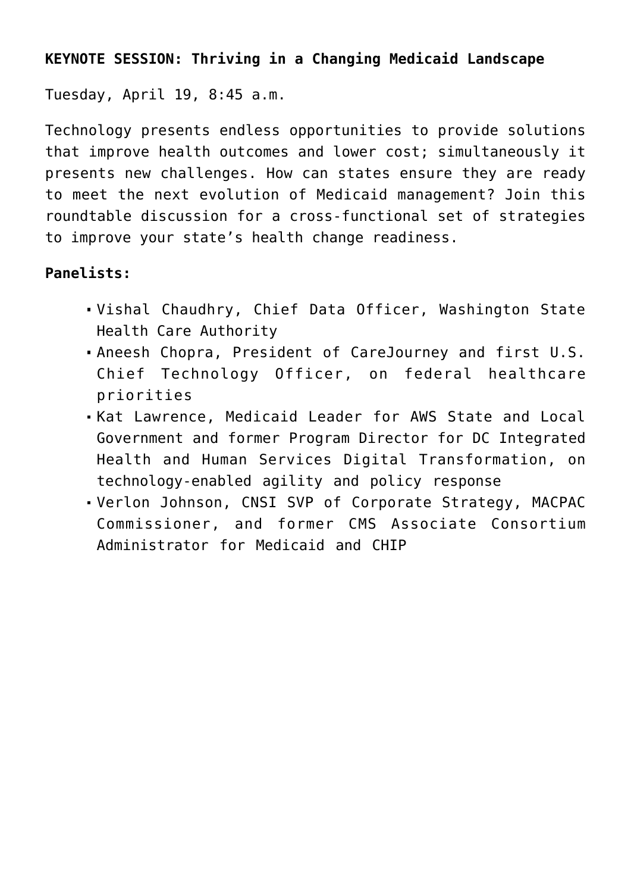**KEYNOTE SESSION: Thriving in a Changing Medicaid Landscape**

Tuesday, April 19, 8:45 a.m.

Technology presents endless opportunities to provide solutions that improve health outcomes and lower cost; simultaneously it presents new challenges. How can states ensure they are ready to meet the next evolution of Medicaid management? Join this roundtable discussion for a cross-functional set of strategies to improve your state's health change readiness.

**Panelists:**

- Vishal Chaudhry, Chief Data Officer, Washington State Health Care Authority
- Aneesh Chopra, President of CareJourney and first U.S. Chief Technology Officer, on federal healthcare priorities
- Kat Lawrence, Medicaid Leader for AWS State and Local Government and former Program Director for DC Integrated Health and Human Services Digital Transformation, on technology-enabled agility and policy response
- Verlon Johnson, CNSI SVP of Corporate Strategy, MACPAC Commissioner, and former CMS Associate Consortium Administrator for Medicaid and CHIP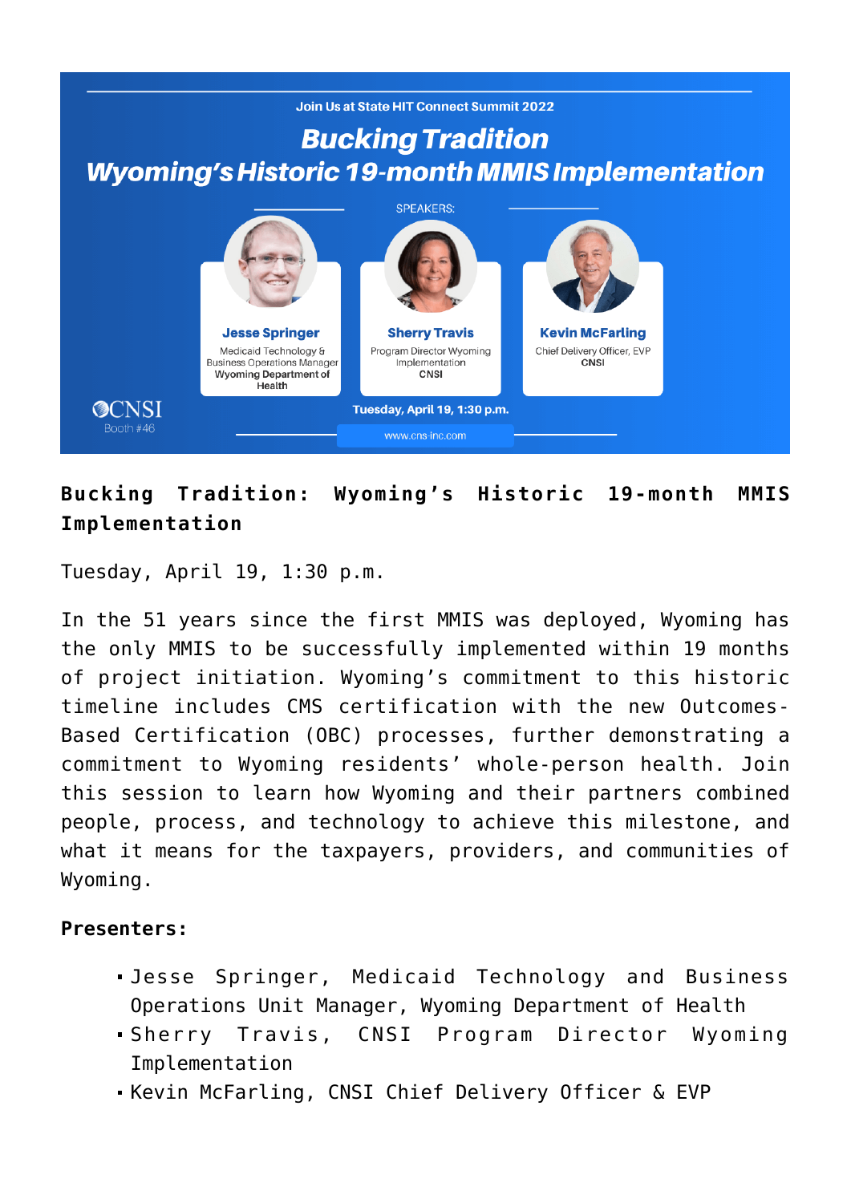Join Us at State HIT Connect Summit 2022

**Bucking Tradition**
**Wyoming's Historic 19-month MMIS Implementation**

SPEAKERS:

**Jesse Springer**
Medicaid Technology & Business Operations Manager
Wyoming Department of Health

**Sherry Travis**
Program Director Wyoming Implementation
CNSI

**Kevin McFarling**
Chief Delivery Officer, EVP
CNSI

CNSI
Booth #46

Tuesday, April 19, 1:30 p.m.

www.cns-inc.com

**Bucking Tradition: Wyoming's Historic 19-month MMIS Implementation**

Tuesday, April 19, 1:30 p.m.

In the 51 years since the first MMIS was deployed, Wyoming has the only MMIS to be successfully implemented within 19 months of project initiation. Wyoming's commitment to this historic timeline includes CMS certification with the new Outcomes-Based Certification (OBC) processes, further demonstrating a commitment to Wyoming residents' whole-person health. Join this session to learn how Wyoming and their partners combined people, process, and technology to achieve this milestone, and what it means for the taxpayers, providers, and communities of Wyoming.

**Presenters:**

- Jesse Springer, Medicaid Technology and Business Operations Unit Manager, Wyoming Department of Health
- Sherry Travis, CNSI Program Director Wyoming Implementation
- Kevin McFarling, CNSI Chief Delivery Officer & EVP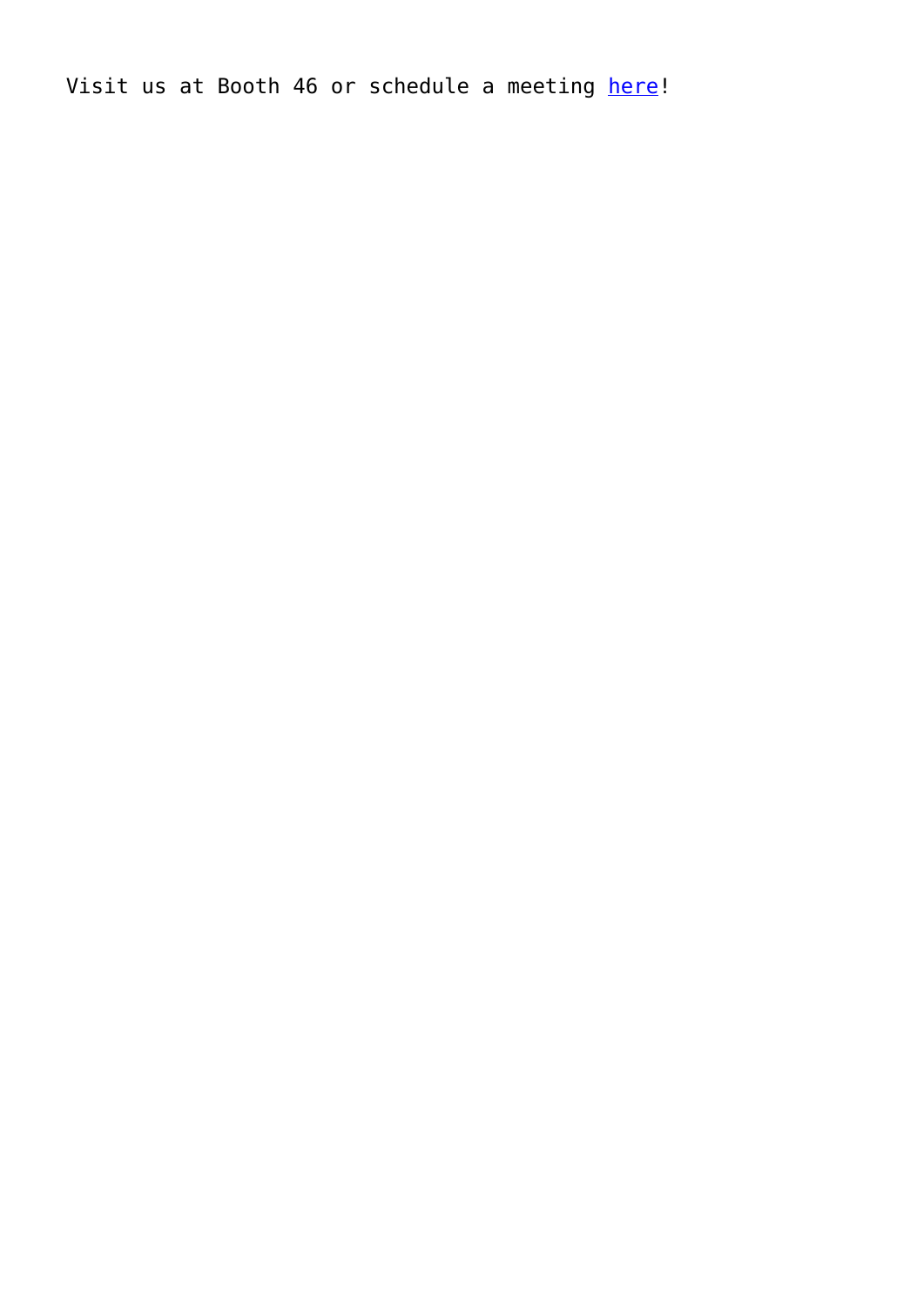Visit us at Booth 46 or schedule a meeting [here]!